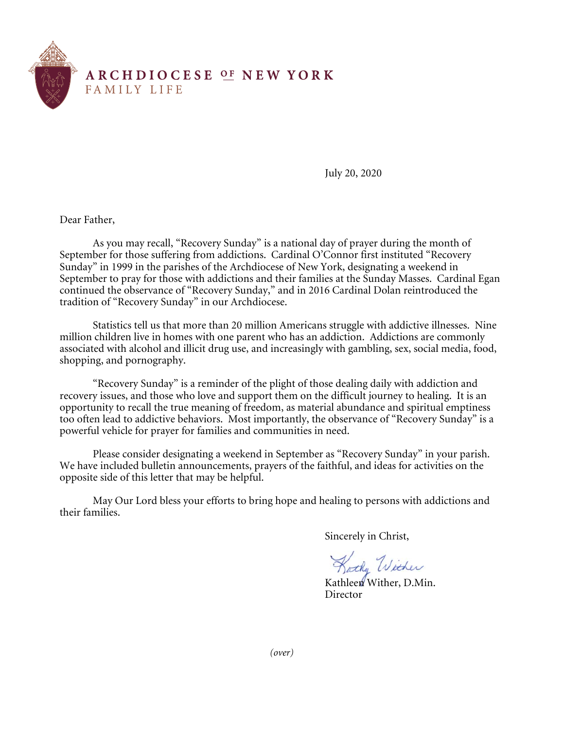**ARCHDIOCESE OF NEW YORK**
FAMILY LIFE

July 20, 2020

Dear Father,

As you may recall, "Recovery Sunday" is a national day of prayer during the month of September for those suffering from addictions. Cardinal O'Connor first instituted "Recovery Sunday" in 1999 in the parishes of the Archdiocese of New York, designating a weekend in September to pray for those with addictions and their families at the Sunday Masses. Cardinal Egan continued the observance of "Recovery Sunday," and in 2016 Cardinal Dolan reintroduced the tradition of "Recovery Sunday" in our Archdiocese.

Statistics tell us that more than 20 million Americans struggle with addictive illnesses. Nine million children live in homes with one parent who has an addiction. Addictions are commonly associated with alcohol and illicit drug use, and increasingly with gambling, sex, social media, food, shopping, and pornography.

"Recovery Sunday" is a reminder of the plight of those dealing daily with addiction and recovery issues, and those who love and support them on the difficult journey to healing. It is an opportunity to recall the true meaning of freedom, as material abundance and spiritual emptiness too often lead to addictive behaviors. Most importantly, the observance of "Recovery Sunday" is a powerful vehicle for prayer for families and communities in need.

Please consider designating a weekend in September as "Recovery Sunday" in your parish. We have included bulletin announcements, prayers of the faithful, and ideas for activities on the opposite side of this letter that may be helpful.

May Our Lord bless your efforts to bring hope and healing to persons with addictions and their families.

Sincerely in Christ,

Kathy Wither

Kathleen Wither, D.Min.
Director

*(over)*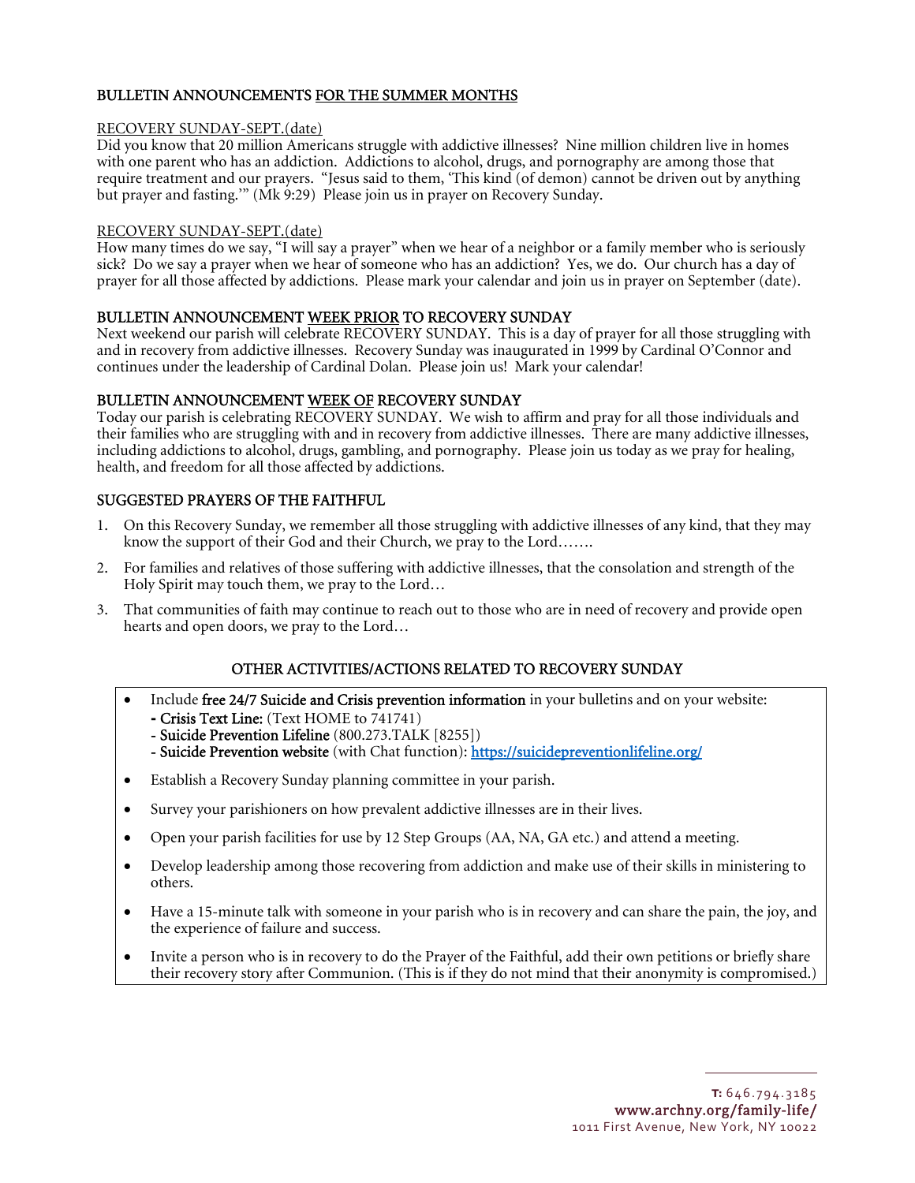## BULLETIN ANNOUNCEMENTS FOR THE SUMMER MONTHS

RECOVERY SUNDAY-SEPT.(date)

Did you know that 20 million Americans struggle with addictive illnesses? Nine million children live in homes with one parent who has an addiction. Addictions to alcohol, drugs, and pornography are among those that require treatment and our prayers. "Jesus said to them, 'This kind (of demon) cannot be driven out by anything but prayer and fasting.'" (Mk 9:29) Please join us in prayer on Recovery Sunday.

RECOVERY SUNDAY-SEPT.(date)

How many times do we say, "I will say a prayer" when we hear of a neighbor or a family member who is seriously sick? Do we say a prayer when we hear of someone who has an addiction? Yes, we do. Our church has a day of prayer for all those affected by addictions. Please mark your calendar and join us in prayer on September (date).

## BULLETIN ANNOUNCEMENT WEEK PRIOR TO RECOVERY SUNDAY

Next weekend our parish will celebrate RECOVERY SUNDAY. This is a day of prayer for all those struggling with and in recovery from addictive illnesses. Recovery Sunday was inaugurated in 1999 by Cardinal O'Connor and continues under the leadership of Cardinal Dolan. Please join us! Mark your calendar!

## BULLETIN ANNOUNCEMENT WEEK OF RECOVERY SUNDAY

Today our parish is celebrating RECOVERY SUNDAY. We wish to affirm and pray for all those individuals and their families who are struggling with and in recovery from addictive illnesses. There are many addictive illnesses, including addictions to alcohol, drugs, gambling, and pornography. Please join us today as we pray for healing, health, and freedom for all those affected by addictions.

## SUGGESTED PRAYERS OF THE FAITHFUL

1. On this Recovery Sunday, we remember all those struggling with addictive illnesses of any kind, that they may know the support of their God and their Church, we pray to the Lord…….
2. For families and relatives of those suffering with addictive illnesses, that the consolation and strength of the Holy Spirit may touch them, we pray to the Lord…
3. That communities of faith may continue to reach out to those who are in need of recovery and provide open hearts and open doors, we pray to the Lord…

## OTHER ACTIVITIES/ACTIONS RELATED TO RECOVERY SUNDAY

- Include **free 24/7 Suicide and Crisis prevention information** in your bulletins and on your website:
  - **Crisis Text Line:** (Text HOME to 741741)
  - **Suicide Prevention Lifeline** (800.273.TALK [8255])
  - **Suicide Prevention website** (with Chat function): https://suicidepreventionlifeline.org/
- Establish a Recovery Sunday planning committee in your parish.
- Survey your parishioners on how prevalent addictive illnesses are in their lives.
- Open your parish facilities for use by 12 Step Groups (AA, NA, GA etc.) and attend a meeting.
- Develop leadership among those recovering from addiction and make use of their skills in ministering to others.
- Have a 15-minute talk with someone in your parish who is in recovery and can share the pain, the joy, and the experience of failure and success.
- Invite a person who is in recovery to do the Prayer of the Faithful, add their own petitions or briefly share their recovery story after Communion. (This is if they do not mind that their anonymity is compromised.)

**T:** 646.794.3185
**www.archny.org/family-life/**
1011 First Avenue, New York, NY 10022